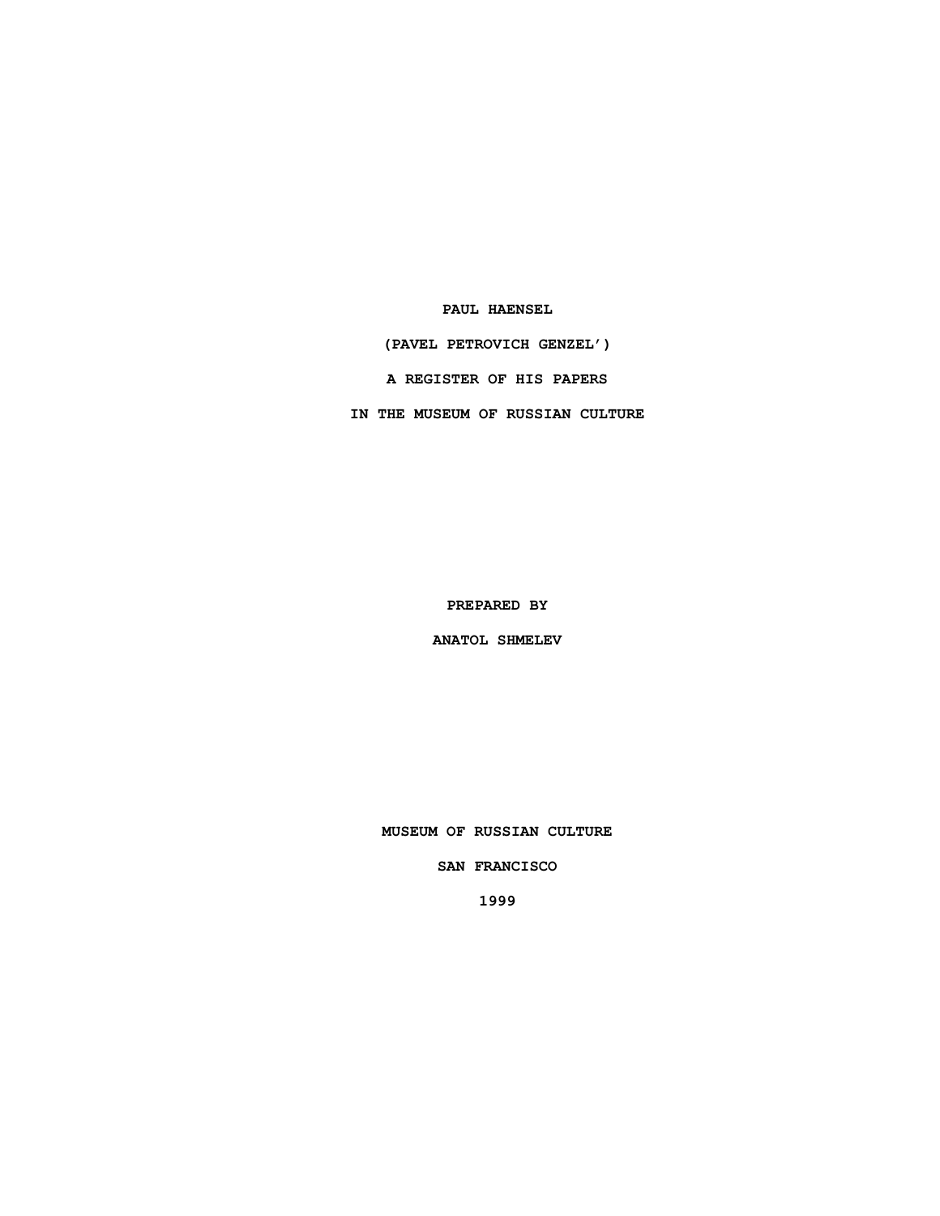# PAUL HAENSEL

## (PAVEL PETROVICH GENZEL')

## A REGISTER OF HIS PAPERS

## IN THE MUSEUM OF RUSSIAN CULTURE

PREPARED BY

ANATOL SHMELEV

MUSEUM OF RUSSIAN CULTURE

SAN FRANCISCO

1999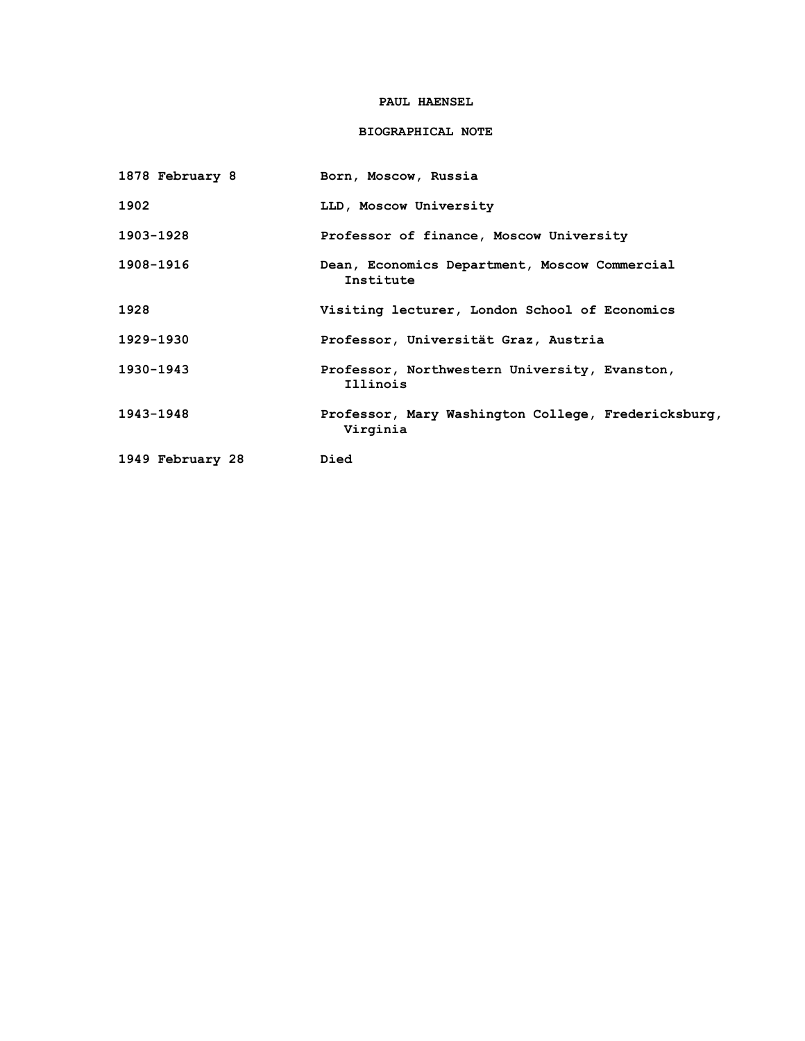# PAUL HAENSEL

## BIOGRAPHICAL NOTE

| | |
|---|---|
| 1878 February 8 | Born, Moscow, Russia |
| 1902 | LLD, Moscow University |
| 1903-1928 | Professor of finance, Moscow University |
| 1908-1916 | Dean, Economics Department, Moscow Commercial Institute |
| 1928 | Visiting lecturer, London School of Economics |
| 1929-1930 | Professor, Universität Graz, Austria |
| 1930-1943 | Professor, Northwestern University, Evanston, Illinois |
| 1943-1948 | Professor, Mary Washington College, Fredericksburg, Virginia |
| 1949 February 28 | Died |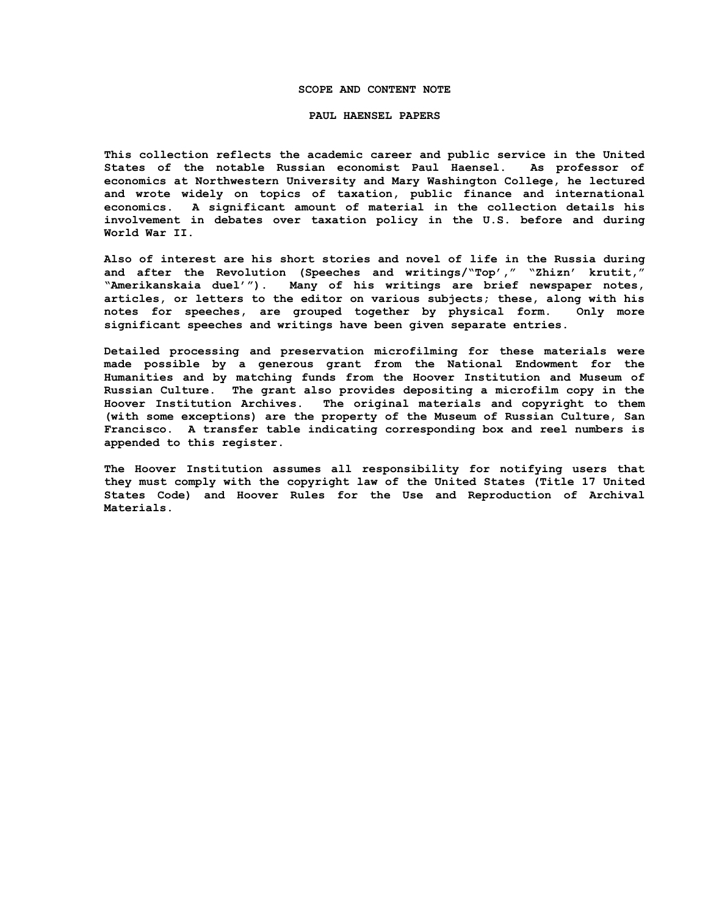## SCOPE AND CONTENT NOTE

## PAUL HAENSEL PAPERS

This collection reflects the academic career and public service in the United States of the notable Russian economist Paul Haensel. As professor of economics at Northwestern University and Mary Washington College, he lectured and wrote widely on topics of taxation, public finance and international economics. A significant amount of material in the collection details his involvement in debates over taxation policy in the U.S. before and during World War II.

Also of interest are his short stories and novel of life in the Russia during and after the Revolution (Speeches and writings/"Top'," "Zhizn' krutit," "Amerikanskaia duel'"). Many of his writings are brief newspaper notes, articles, or letters to the editor on various subjects; these, along with his notes for speeches, are grouped together by physical form. Only more significant speeches and writings have been given separate entries.

Detailed processing and preservation microfilming for these materials were made possible by a generous grant from the National Endowment for the Humanities and by matching funds from the Hoover Institution and Museum of Russian Culture. The grant also provides depositing a microfilm copy in the Hoover Institution Archives. The original materials and copyright to them (with some exceptions) are the property of the Museum of Russian Culture, San Francisco. A transfer table indicating corresponding box and reel numbers is appended to this register.

The Hoover Institution assumes all responsibility for notifying users that they must comply with the copyright law of the United States (Title 17 United States Code) and Hoover Rules for the Use and Reproduction of Archival Materials.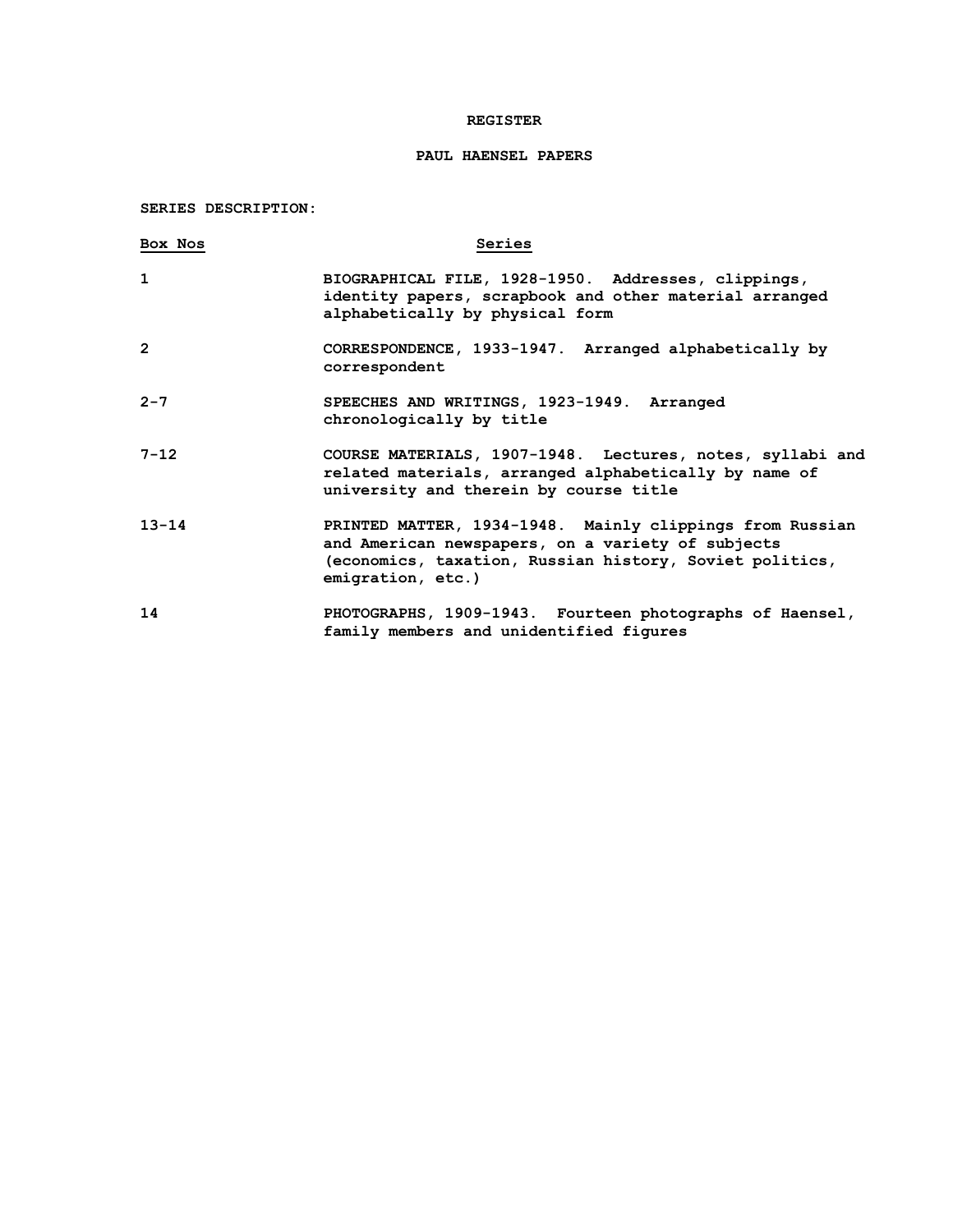# REGISTER

## PAUL HAENSEL PAPERS

**SERIES DESCRIPTION:**

| Box Nos | Series |
|---|---|
| 1 | BIOGRAPHICAL FILE, 1928-1950. Addresses, clippings, identity papers, scrapbook and other material arranged alphabetically by physical form |
| 2 | CORRESPONDENCE, 1933-1947. Arranged alphabetically by correspondent |
| 2-7 | SPEECHES AND WRITINGS, 1923-1949. Arranged chronologically by title |
| 7-12 | COURSE MATERIALS, 1907-1948. Lectures, notes, syllabi and related materials, arranged alphabetically by name of university and therein by course title |
| 13-14 | PRINTED MATTER, 1934-1948. Mainly clippings from Russian and American newspapers, on a variety of subjects (economics, taxation, Russian history, Soviet politics, emigration, etc.) |
| 14 | PHOTOGRAPHS, 1909-1943. Fourteen photographs of Haensel, family members and unidentified figures |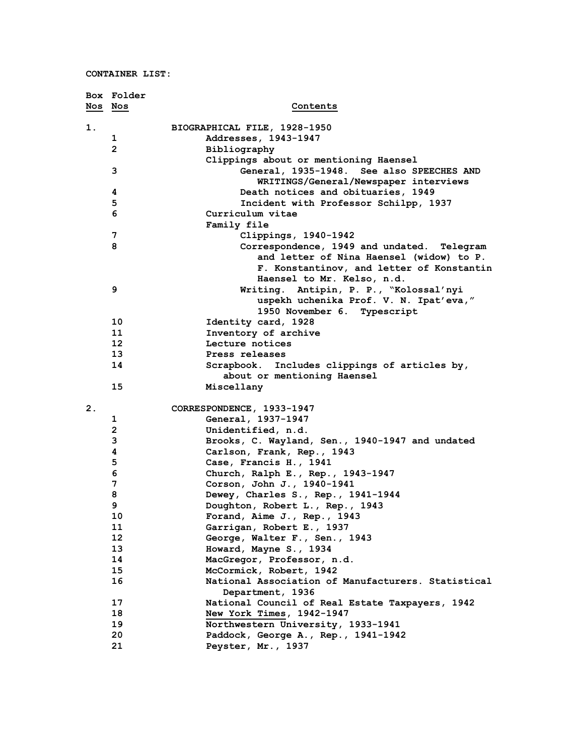**CONTAINER LIST:**

| Box Nos | Folder Nos | Contents |
|---|---|---|
| 1. | | BIOGRAPHICAL FILE, 1928-1950 |
| | 1 | Addresses, 1943-1947 |
| | 2 | Bibliography |
| | | Clippings about or mentioning Haensel |
| | 3 | General, 1935-1948. See also SPEECHES AND WRITINGS/General/Newspaper interviews |
| | 4 | Death notices and obituaries, 1949 |
| | 5 | Incident with Professor Schilpp, 1937 |
| | 6 | Curriculum vitae |
| | | Family file |
| | 7 | Clippings, 1940-1942 |
| | 8 | Correspondence, 1949 and undated. Telegram and letter of Nina Haensel (widow) to P. F. Konstantinov, and letter of Konstantin Haensel to Mr. Kelso, n.d. |
| | 9 | Writing. Antipin, P. P., "Kolossal'nyi uspekh uchenika Prof. V. N. Ipat'eva," 1950 November 6. Typescript |
| | 10 | Identity card, 1928 |
| | 11 | Inventory of archive |
| | 12 | Lecture notices |
| | 13 | Press releases |
| | 14 | Scrapbook. Includes clippings of articles by, about or mentioning Haensel |
| | 15 | Miscellany |
| 2. | | CORRESPONDENCE, 1933-1947 |
| | 1 | General, 1937-1947 |
| | 2 | Unidentified, n.d. |
| | 3 | Brooks, C. Wayland, Sen., 1940-1947 and undated |
| | 4 | Carlson, Frank, Rep., 1943 |
| | 5 | Case, Francis H., 1941 |
| | 6 | Church, Ralph E., Rep., 1943-1947 |
| | 7 | Corson, John J., 1940-1941 |
| | 8 | Dewey, Charles S., Rep., 1941-1944 |
| | 9 | Doughton, Robert L., Rep., 1943 |
| | 10 | Forand, Aime J., Rep., 1943 |
| | 11 | Garrigan, Robert E., 1937 |
| | 12 | George, Walter F., Sen., 1943 |
| | 13 | Howard, Mayne S., 1934 |
| | 14 | MacGregor, Professor, n.d. |
| | 15 | McCormick, Robert, 1942 |
| | 16 | National Association of Manufacturers. Statistical Department, 1936 |
| | 17 | National Council of Real Estate Taxpayers, 1942 |
| | 18 | New York Times, 1942-1947 |
| | 19 | Northwestern University, 1933-1941 |
| | 20 | Paddock, George A., Rep., 1941-1942 |
| | 21 | Peyster, Mr., 1937 |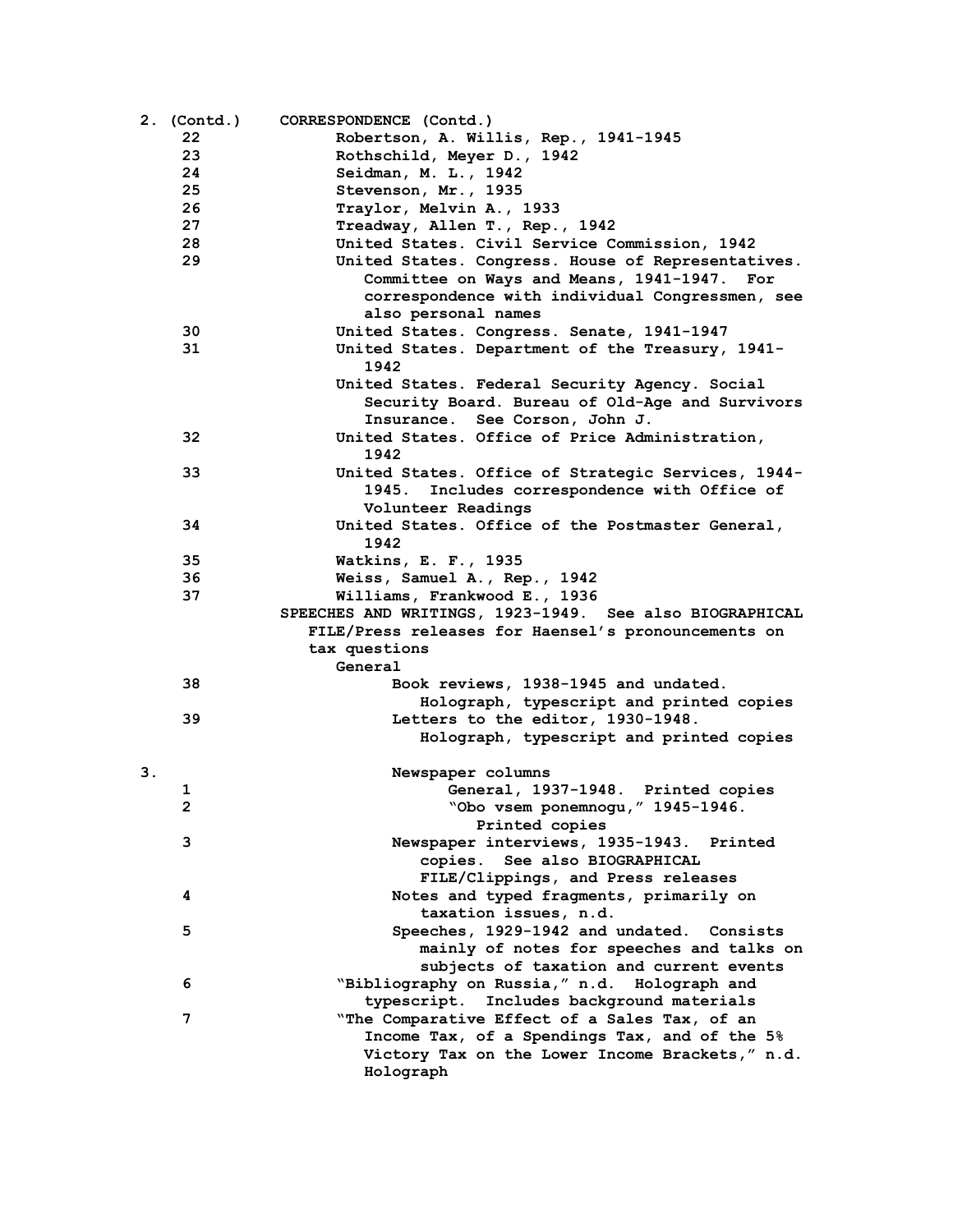**2. (Contd.)** CORRESPONDENCE (Contd.)

22 Robertson, A. Willis, Rep., 1941-1945
23 Rothschild, Meyer D., 1942
24 Seidman, M. L., 1942
25 Stevenson, Mr., 1935
26 Traylor, Melvin A., 1933
27 Treadway, Allen T., Rep., 1942
28 United States. Civil Service Commission, 1942
29 United States. Congress. House of Representatives. Committee on Ways and Means, 1941-1947. For correspondence with individual Congressmen, see also personal names
30 United States. Congress. Senate, 1941-1947
31 United States. Department of the Treasury, 1941-1942
United States. Federal Security Agency. Social Security Board. Bureau of Old-Age and Survivors Insurance. See Corson, John J.
32 United States. Office of Price Administration, 1942
33 United States. Office of Strategic Services, 1944-1945. Includes correspondence with Office of Volunteer Readings
34 United States. Office of the Postmaster General, 1942
35 Watkins, E. F., 1935
36 Weiss, Samuel A., Rep., 1942
37 Williams, Frankwood E., 1936

SPEECHES AND WRITINGS, 1923-1949. See also BIOGRAPHICAL FILE/Press releases for Haensel's pronouncements on tax questions

General

38 Book reviews, 1938-1945 and undated. Holograph, typescript and printed copies
39 Letters to the editor, 1930-1948. Holograph, typescript and printed copies

**3.**

Newspaper columns

1 General, 1937-1948. Printed copies
2 "Obo vsem ponemnogu," 1945-1946. Printed copies

3 Newspaper interviews, 1935-1943. Printed copies. See also BIOGRAPHICAL FILE/Clippings, and Press releases
4 Notes and typed fragments, primarily on taxation issues, n.d.
5 Speeches, 1929-1942 and undated. Consists mainly of notes for speeches and talks on subjects of taxation and current events

6 "Bibliography on Russia," n.d. Holograph and typescript. Includes background materials
7 "The Comparative Effect of a Sales Tax, of an Income Tax, of a Spendings Tax, and of the 5% Victory Tax on the Lower Income Brackets," n.d. Holograph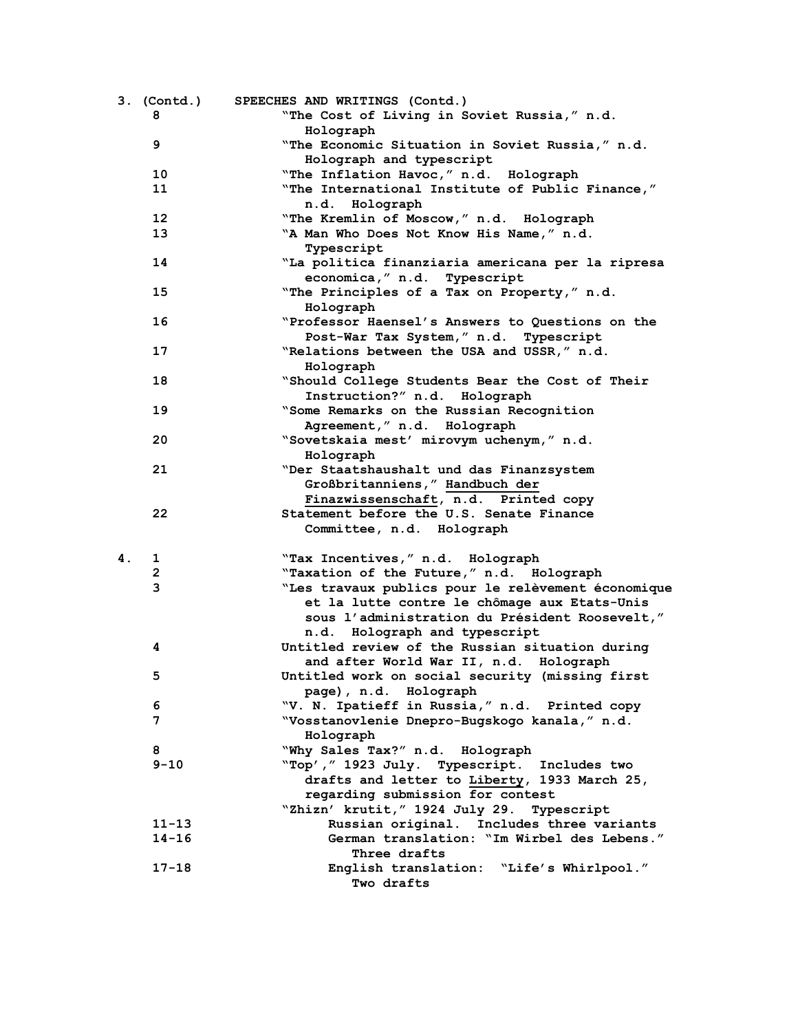3. (Contd.) SPEECHES AND WRITINGS (Contd.)

| Box | Folder | Description |
|---|---|---|
| 3. (Contd.) | 8 | "The Cost of Living in Soviet Russia," n.d. Holograph |
| | 9 | "The Economic Situation in Soviet Russia," n.d. Holograph and typescript |
| | 10 | "The Inflation Havoc," n.d. Holograph |
| | 11 | "The International Institute of Public Finance," n.d. Holograph |
| | 12 | "The Kremlin of Moscow," n.d. Holograph |
| | 13 | "A Man Who Does Not Know His Name," n.d. Typescript |
| | 14 | "La politica finanziaria americana per la ripresa economica," n.d. Typescript |
| | 15 | "The Principles of a Tax on Property," n.d. Holograph |
| | 16 | "Professor Haensel's Answers to Questions on the Post-War Tax System," n.d. Typescript |
| | 17 | "Relations between the USA and USSR," n.d. Holograph |
| | 18 | "Should College Students Bear the Cost of Their Instruction?" n.d. Holograph |
| | 19 | "Some Remarks on the Russian Recognition Agreement," n.d. Holograph |
| | 20 | "Sovetskaia mest' mirovym uchenym," n.d. Holograph |
| | 21 | "Der Staatshaushalt und das Finanzsystem Großbritanniens," <u>Handbuch der Finazwissenschaft</u>, n.d. Printed copy |
| | 22 | Statement before the U.S. Senate Finance Committee, n.d. Holograph |
| 4. | 1 | "Tax Incentives," n.d. Holograph |
| | 2 | "Taxation of the Future," n.d. Holograph |
| | 3 | "Les travaux publics pour le relèvement économique et la lutte contre le chômage aux Etats-Unis sous l'administration du Président Roosevelt," n.d. Holograph and typescript |
| | 4 | Untitled review of the Russian situation during and after World War II, n.d. Holograph |
| | 5 | Untitled work on social security (missing first page), n.d. Holograph |
| | 6 | "V. N. Ipatieff in Russia," n.d. Printed copy |
| | 7 | "Vosstanovlenie Dnepro-Bugskogo kanala," n.d. Holograph |
| | 8 | "Why Sales Tax?" n.d. Holograph |
| | 9-10 | "Top'," 1923 July. Typescript. Includes two drafts and letter to <u>Liberty</u>, 1933 March 25, regarding submission for contest |
| | | "Zhizn' krutit," 1924 July 29. Typescript |
| | 11-13 | Russian original. Includes three variants |
| | 14-16 | German translation: "Im Wirbel des Lebens." Three drafts |
| | 17-18 | English translation: "Life's Whirlpool." Two drafts |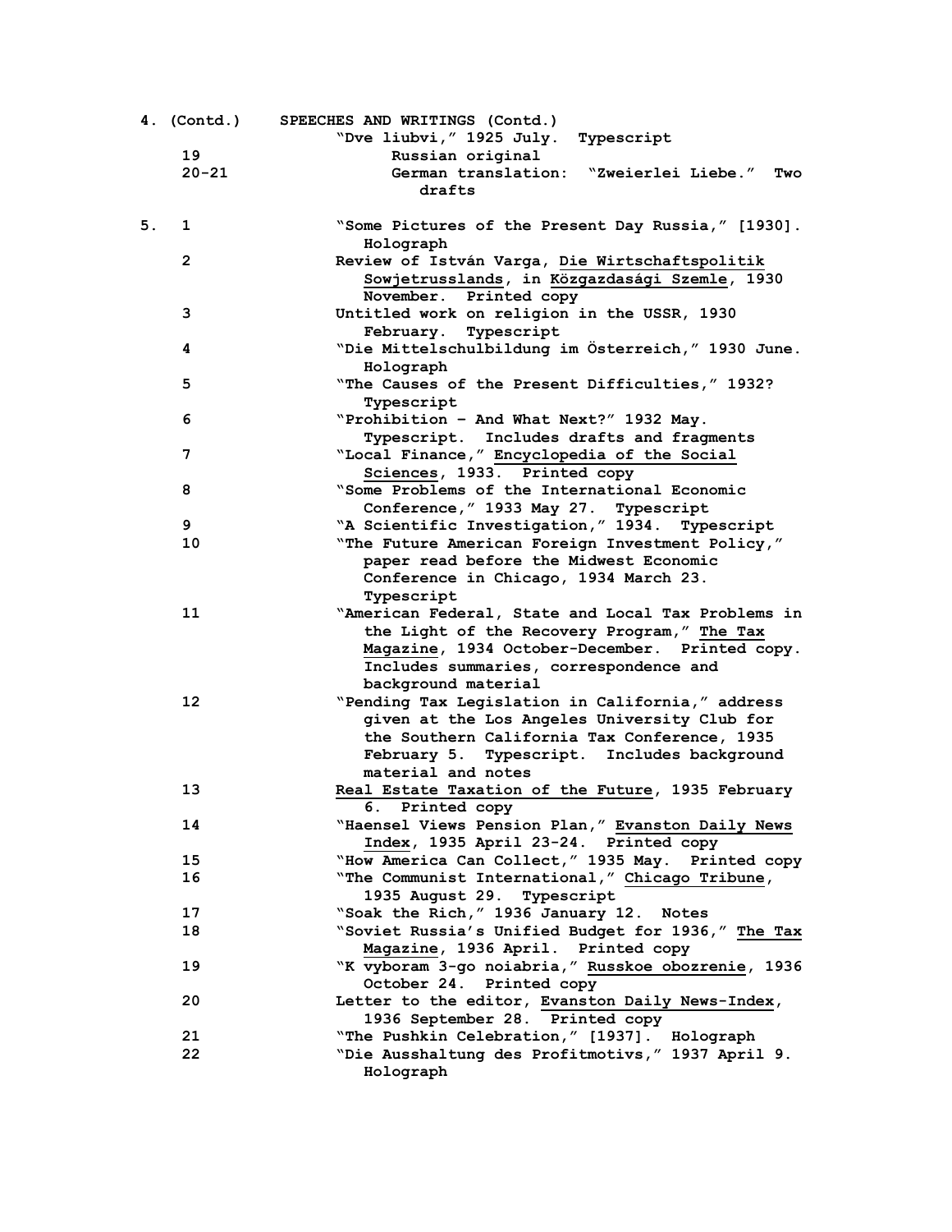| Box | Folder | Contents |
|---|---|---|
| 4. (Contd.) | | SPEECHES AND WRITINGS (Contd.) |
| | | "Dve liubvi," 1925 July. Typescript |
| | 19 | Russian original |
| | 20-21 | German translation: "Zweierlei Liebe." Two drafts |
| 5. | 1 | "Some Pictures of the Present Day Russia," [1930]. Holograph |
| | 2 | Review of István Varga, <u>Die Wirtschaftspolitik Sowjetrusslands</u>, in <u>Közgazdasági Szemle</u>, 1930 November. Printed copy |
| | 3 | Untitled work on religion in the USSR, 1930 February. Typescript |
| | 4 | "Die Mittelschulbildung im Österreich," 1930 June. Holograph |
| | 5 | "The Causes of the Present Difficulties," 1932? Typescript |
| | 6 | "Prohibition – And What Next?" 1932 May. Typescript. Includes drafts and fragments |
| | 7 | "Local Finance," <u>Encyclopedia of the Social Sciences</u>, 1933. Printed copy |
| | 8 | "Some Problems of the International Economic Conference," 1933 May 27. Typescript |
| | 9 | "A Scientific Investigation," 1934. Typescript |
| | 10 | "The Future American Foreign Investment Policy," paper read before the Midwest Economic Conference in Chicago, 1934 March 23. Typescript |
| | 11 | "American Federal, State and Local Tax Problems in the Light of the Recovery Program," <u>The Tax Magazine</u>, 1934 October-December. Printed copy. Includes summaries, correspondence and background material |
| | 12 | "Pending Tax Legislation in California," address given at the Los Angeles University Club for the Southern California Tax Conference, 1935 February 5. Typescript. Includes background material and notes |
| | 13 | <u>Real Estate Taxation of the Future</u>, 1935 February 6. Printed copy |
| | 14 | "Haensel Views Pension Plan," <u>Evanston Daily News Index</u>, 1935 April 23-24. Printed copy |
| | 15 | "How America Can Collect," 1935 May. Printed copy |
| | 16 | "The Communist International," <u>Chicago Tribune</u>, 1935 August 29. Typescript |
| | 17 | "Soak the Rich," 1936 January 12. Notes |
| | 18 | "Soviet Russia's Unified Budget for 1936," <u>The Tax Magazine</u>, 1936 April. Printed copy |
| | 19 | "K vyboram 3-go noiabria," <u>Russkoe obozrenie</u>, 1936 October 24. Printed copy |
| | 20 | Letter to the editor, <u>Evanston Daily News-Index</u>, 1936 September 28. Printed copy |
| | 21 | "The Pushkin Celebration," [1937]. Holograph |
| | 22 | "Die Ausshaltung des Profitmotivs," 1937 April 9. Holograph |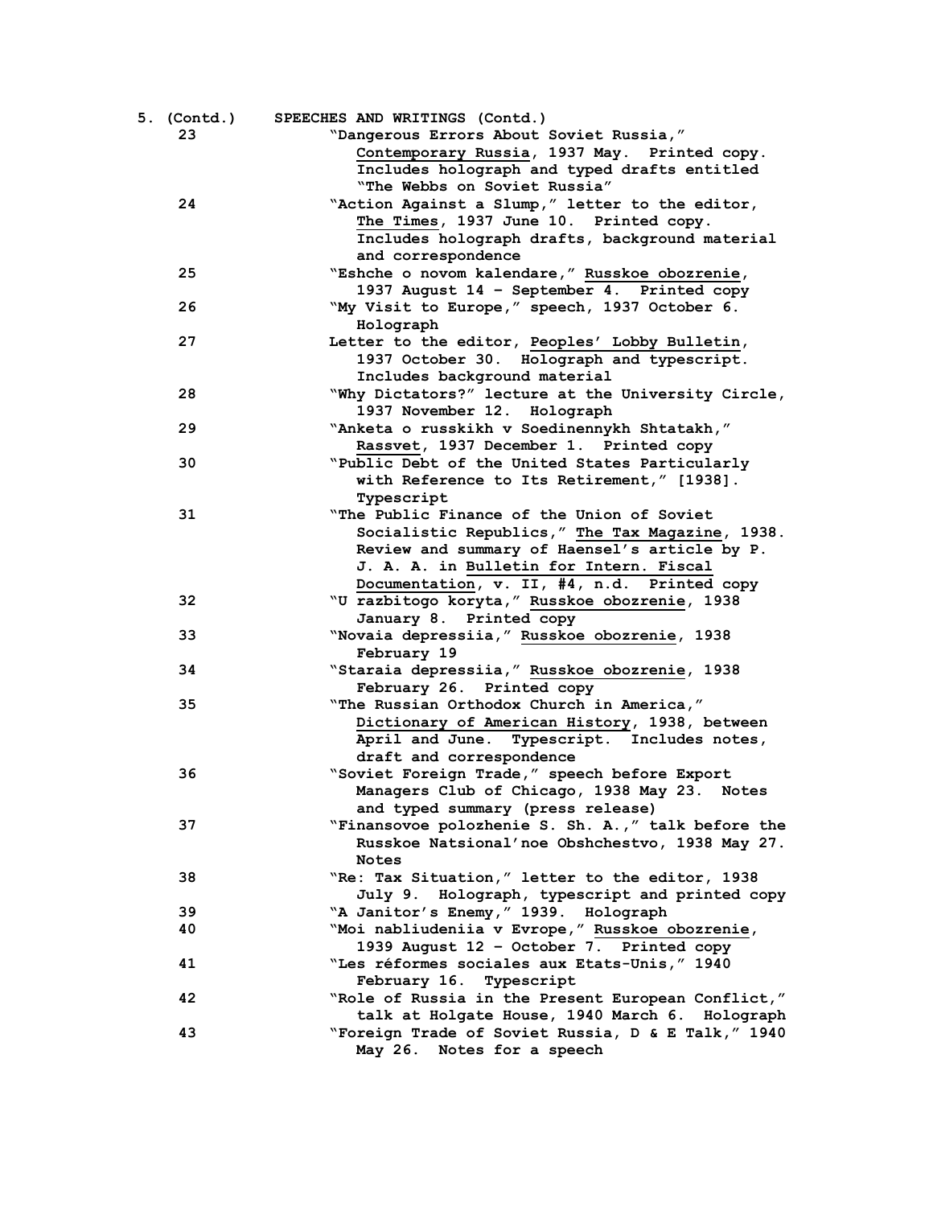5. (Contd.) SPEECHES AND WRITINGS (Contd.)

| | |
|---|---|
| 23 | "Dangerous Errors About Soviet Russia," <u>Contemporary Russia</u>, 1937 May. Printed copy. Includes holograph and typed drafts entitled "The Webbs on Soviet Russia" |
| 24 | "Action Against a Slump," letter to the editor, <u>The Times</u>, 1937 June 10. Printed copy. Includes holograph drafts, background material and correspondence |
| 25 | "Eshche o novom kalendare," <u>Russkoe obozrenie</u>, 1937 August 14 – September 4. Printed copy |
| 26 | "My Visit to Europe," speech, 1937 October 6. Holograph |
| 27 | Letter to the editor, <u>Peoples' Lobby Bulletin</u>, 1937 October 30. Holograph and typescript. Includes background material |
| 28 | "Why Dictators?" lecture at the University Circle, 1937 November 12. Holograph |
| 29 | "Anketa o russkikh v Soedinennykh Shtatakh," <u>Rassvet</u>, 1937 December 1. Printed copy |
| 30 | "Public Debt of the United States Particularly with Reference to Its Retirement," [1938]. Typescript |
| 31 | "The Public Finance of the Union of Soviet Socialistic Republics," <u>The Tax Magazine</u>, 1938. Review and summary of Haensel's article by P. J. A. A. in <u>Bulletin for Intern. Fiscal Documentation</u>, v. II, #4, n.d. Printed copy |
| 32 | "U razbitogo koryta," <u>Russkoe obozrenie</u>, 1938 January 8. Printed copy |
| 33 | "Novaia depressiia," <u>Russkoe obozrenie</u>, 1938 February 19 |
| 34 | "Staraia depressiia," <u>Russkoe obozrenie</u>, 1938 February 26. Printed copy |
| 35 | "The Russian Orthodox Church in America," <u>Dictionary of American History</u>, 1938, between April and June. Typescript. Includes notes, draft and correspondence |
| 36 | "Soviet Foreign Trade," speech before Export Managers Club of Chicago, 1938 May 23. Notes and typed summary (press release) |
| 37 | "Finansovoe polozhenie S. Sh. A.," talk before the Russkoe Natsional'noe Obshchestvo, 1938 May 27. Notes |
| 38 | "Re: Tax Situation," letter to the editor, 1938 July 9. Holograph, typescript and printed copy |
| 39 | "A Janitor's Enemy," 1939. Holograph |
| 40 | "Moi nabliudeniia v Evrope," <u>Russkoe obozrenie</u>, 1939 August 12 – October 7. Printed copy |
| 41 | "Les réformes sociales aux Etats-Unis," 1940 February 16. Typescript |
| 42 | "Role of Russia in the Present European Conflict," talk at Holgate House, 1940 March 6. Holograph |
| 43 | "Foreign Trade of Soviet Russia, D & E Talk," 1940 May 26. Notes for a speech |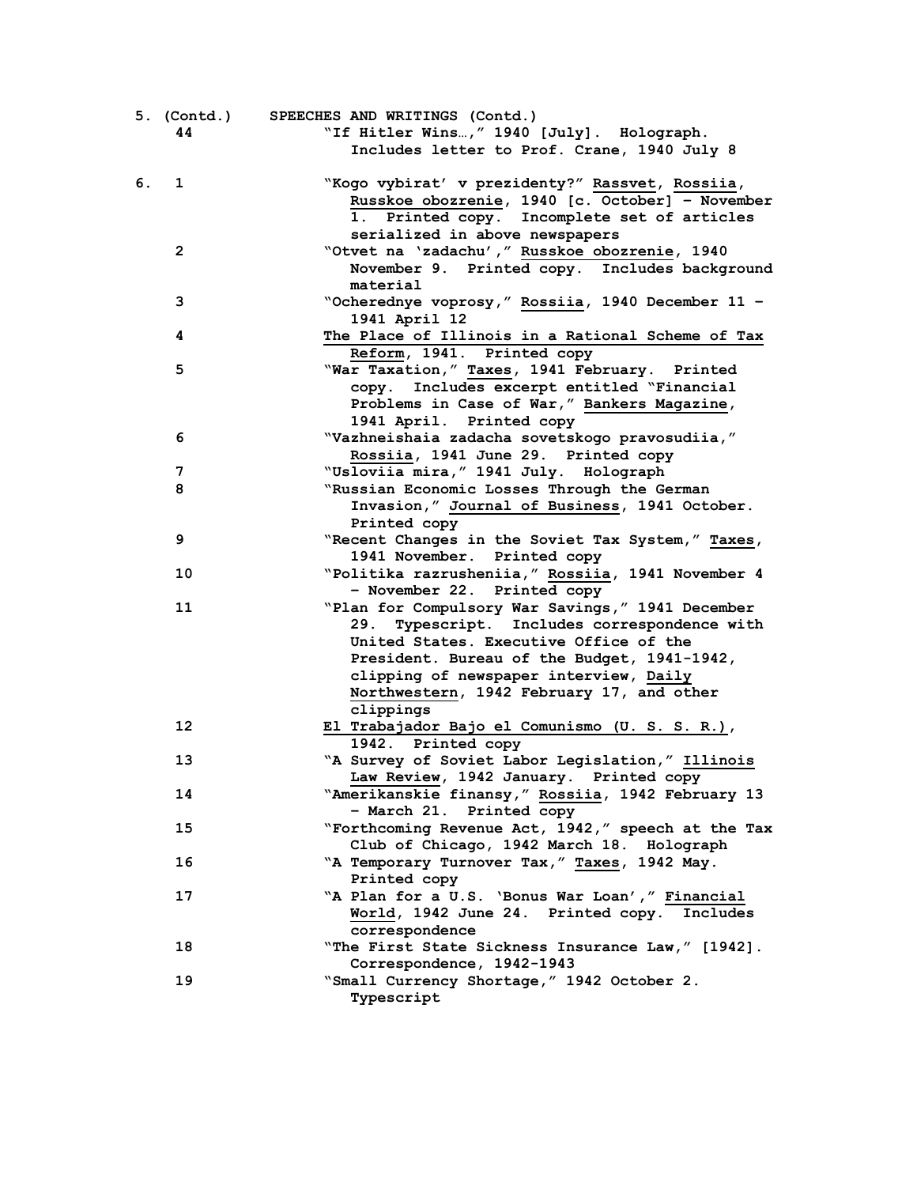| Box | Folder | |
|---|---|---|
| 5. (Contd.) | | SPEECHES AND WRITINGS (Contd.) |
| | 44 | "If Hitler Wins…," 1940 [July]. Holograph. Includes letter to Prof. Crane, 1940 July 8 |
| 6. | 1 | "Kogo vybirat' v prezidenty?" Rassvet, Rossiia, Russkoe obozrenie, 1940 [c. October] – November 1. Printed copy. Incomplete set of articles serialized in above newspapers |
| | 2 | "Otvet na 'zadachu'," Russkoe obozrenie, 1940 November 9. Printed copy. Includes background material |
| | 3 | "Ocherednye voprosy," Rossiia, 1940 December 11 – 1941 April 12 |
| | 4 | The Place of Illinois in a Rational Scheme of Tax Reform, 1941. Printed copy |
| | 5 | "War Taxation," Taxes, 1941 February. Printed copy. Includes excerpt entitled "Financial Problems in Case of War," Bankers Magazine, 1941 April. Printed copy |
| | 6 | "Vazhneishaia zadacha sovetskogo pravosudiia," Rossiia, 1941 June 29. Printed copy |
| | 7 | "Usloviia mira," 1941 July. Holograph |
| | 8 | "Russian Economic Losses Through the German Invasion," Journal of Business, 1941 October. Printed copy |
| | 9 | "Recent Changes in the Soviet Tax System," Taxes, 1941 November. Printed copy |
| | 10 | "Politika razrusheniia," Rossiia, 1941 November 4 – November 22. Printed copy |
| | 11 | "Plan for Compulsory War Savings," 1941 December 29. Typescript. Includes correspondence with United States. Executive Office of the President. Bureau of the Budget, 1941-1942, clipping of newspaper interview, Daily Northwestern, 1942 February 17, and other clippings |
| | 12 | El Trabajador Bajo el Comunismo (U. S. S. R.), 1942. Printed copy |
| | 13 | "A Survey of Soviet Labor Legislation," Illinois Law Review, 1942 January. Printed copy |
| | 14 | "Amerikanskie finansy," Rossiia, 1942 February 13 – March 21. Printed copy |
| | 15 | "Forthcoming Revenue Act, 1942," speech at the Tax Club of Chicago, 1942 March 18. Holograph |
| | 16 | "A Temporary Turnover Tax," Taxes, 1942 May. Printed copy |
| | 17 | "A Plan for a U.S. 'Bonus War Loan'," Financial World, 1942 June 24. Printed copy. Includes correspondence |
| | 18 | "The First State Sickness Insurance Law," [1942]. Correspondence, 1942-1943 |
| | 19 | "Small Currency Shortage," 1942 October 2. Typescript |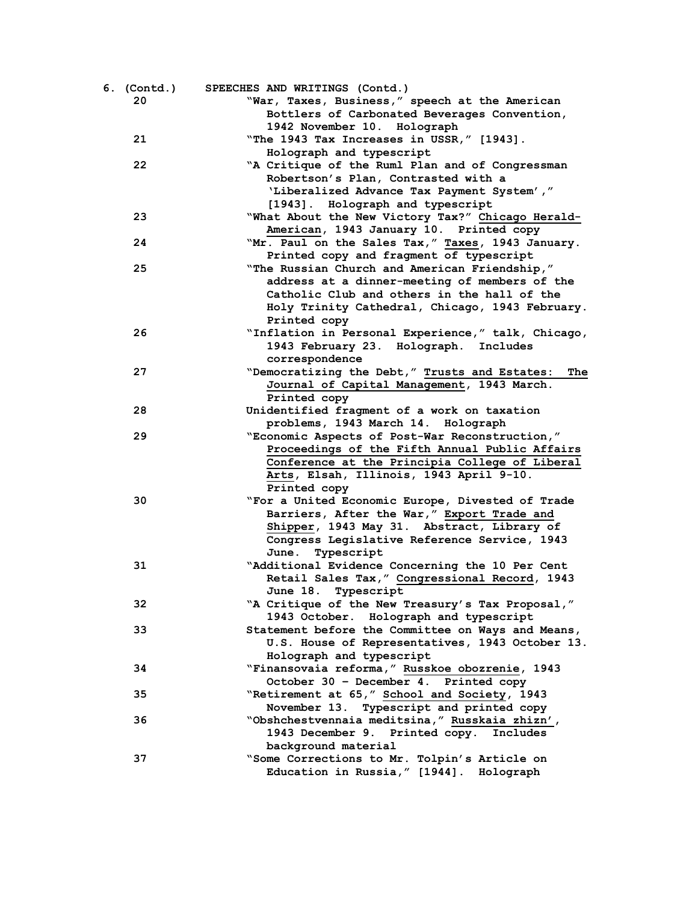6. (Contd.) SPEECHES AND WRITINGS (Contd.)

| | |
|---|---|
| 20 | "War, Taxes, Business," speech at the American Bottlers of Carbonated Beverages Convention, 1942 November 10. Holograph |
| 21 | "The 1943 Tax Increases in USSR," [1943]. Holograph and typescript |
| 22 | "A Critique of the Ruml Plan and of Congressman Robertson's Plan, Contrasted with a 'Liberalized Advance Tax Payment System'," [1943]. Holograph and typescript |
| 23 | "What About the New Victory Tax?" Chicago Herald-American, 1943 January 10. Printed copy |
| 24 | "Mr. Paul on the Sales Tax," Taxes, 1943 January. Printed copy and fragment of typescript |
| 25 | "The Russian Church and American Friendship," address at a dinner-meeting of members of the Catholic Club and others in the hall of the Holy Trinity Cathedral, Chicago, 1943 February. Printed copy |
| 26 | "Inflation in Personal Experience," talk, Chicago, 1943 February 23. Holograph. Includes correspondence |
| 27 | "Democratizing the Debt," Trusts and Estates: The Journal of Capital Management, 1943 March. Printed copy |
| 28 | Unidentified fragment of a work on taxation problems, 1943 March 14. Holograph |
| 29 | "Economic Aspects of Post-War Reconstruction," Proceedings of the Fifth Annual Public Affairs Conference at the Principia College of Liberal Arts, Elsah, Illinois, 1943 April 9-10. Printed copy |
| 30 | "For a United Economic Europe, Divested of Trade Barriers, After the War," Export Trade and Shipper, 1943 May 31. Abstract, Library of Congress Legislative Reference Service, 1943 June. Typescript |
| 31 | "Additional Evidence Concerning the 10 Per Cent Retail Sales Tax," Congressional Record, 1943 June 18. Typescript |
| 32 | "A Critique of the New Treasury's Tax Proposal," 1943 October. Holograph and typescript |
| 33 | Statement before the Committee on Ways and Means, U.S. House of Representatives, 1943 October 13. Holograph and typescript |
| 34 | "Finansovaia reforma," Russkoe obozrenie, 1943 October 30 – December 4. Printed copy |
| 35 | "Retirement at 65," School and Society, 1943 November 13. Typescript and printed copy |
| 36 | "Obshchestvennaia meditsina," Russkaia zhizn', 1943 December 9. Printed copy. Includes background material |
| 37 | "Some Corrections to Mr. Tolpin's Article on Education in Russia," [1944]. Holograph |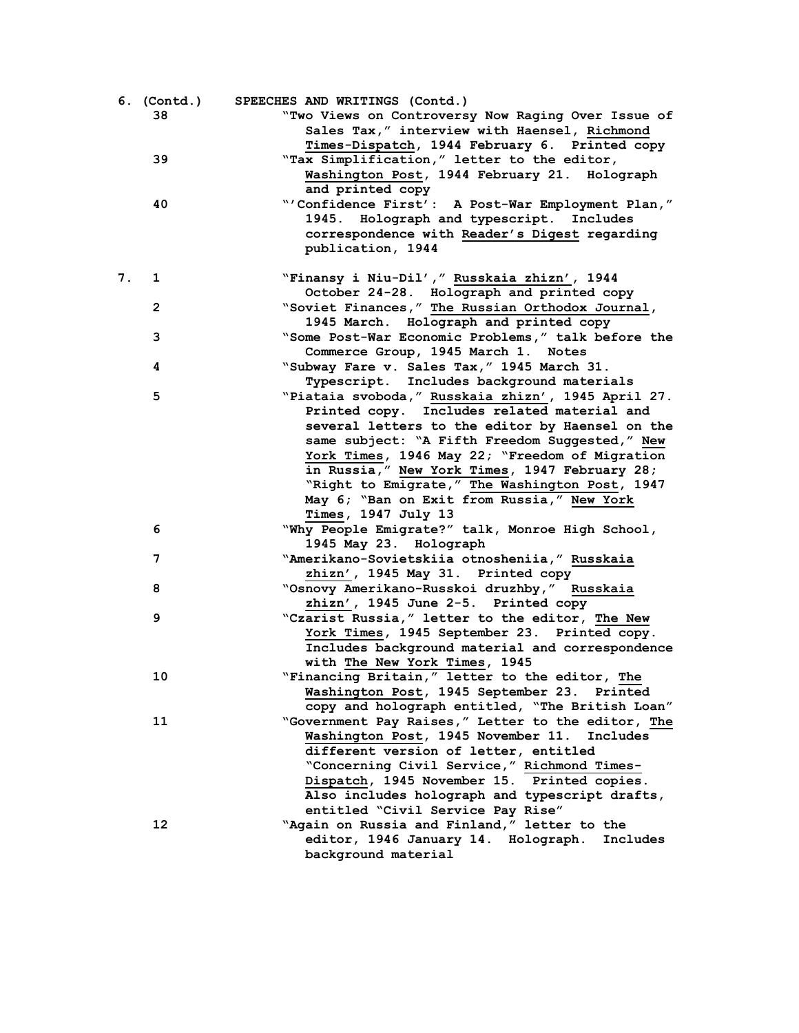| Box | Folder | |
|---|---|---|
| 6. (Contd.) | | SPEECHES AND WRITINGS (Contd.) |
| | 38 | "Two Views on Controversy Now Raging Over Issue of Sales Tax," interview with Haensel, Richmond Times-Dispatch, 1944 February 6. Printed copy |
| | 39 | "Tax Simplification," letter to the editor, Washington Post, 1944 February 21. Holograph and printed copy |
| | 40 | "'Confidence First': A Post-War Employment Plan," 1945. Holograph and typescript. Includes correspondence with Reader's Digest regarding publication, 1944 |
| 7. | 1 | "Finansy i Niu-Dil'," Russkaia zhizn', 1944 October 24-28. Holograph and printed copy |
| | 2 | "Soviet Finances," The Russian Orthodox Journal, 1945 March. Holograph and printed copy |
| | 3 | "Some Post-War Economic Problems," talk before the Commerce Group, 1945 March 1. Notes |
| | 4 | "Subway Fare v. Sales Tax," 1945 March 31. Typescript. Includes background materials |
| | 5 | "Piataia svoboda," Russkaia zhizn', 1945 April 27. Printed copy. Includes related material and several letters to the editor by Haensel on the same subject: "A Fifth Freedom Suggested," New York Times, 1946 May 22; "Freedom of Migration in Russia," New York Times, 1947 February 28; "Right to Emigrate," The Washington Post, 1947 May 6; "Ban on Exit from Russia," New York Times, 1947 July 13 |
| | 6 | "Why People Emigrate?" talk, Monroe High School, 1945 May 23. Holograph |
| | 7 | "Amerikano-Sovietskiia otnosheniia," Russkaia zhizn', 1945 May 31. Printed copy |
| | 8 | "Osnovy Amerikano-Russkoi druzhby," Russkaia zhizn', 1945 June 2-5. Printed copy |
| | 9 | "Czarist Russia," letter to the editor, The New York Times, 1945 September 23. Printed copy. Includes background material and correspondence with The New York Times, 1945 |
| | 10 | "Financing Britain," letter to the editor, The Washington Post, 1945 September 23. Printed copy and holograph entitled, "The British Loan" |
| | 11 | "Government Pay Raises," Letter to the editor, The Washington Post, 1945 November 11. Includes different version of letter, entitled "Concerning Civil Service," Richmond Times-Dispatch, 1945 November 15. Printed copies. Also includes holograph and typescript drafts, entitled "Civil Service Pay Rise" |
| | 12 | "Again on Russia and Finland," letter to the editor, 1946 January 14. Holograph. Includes background material |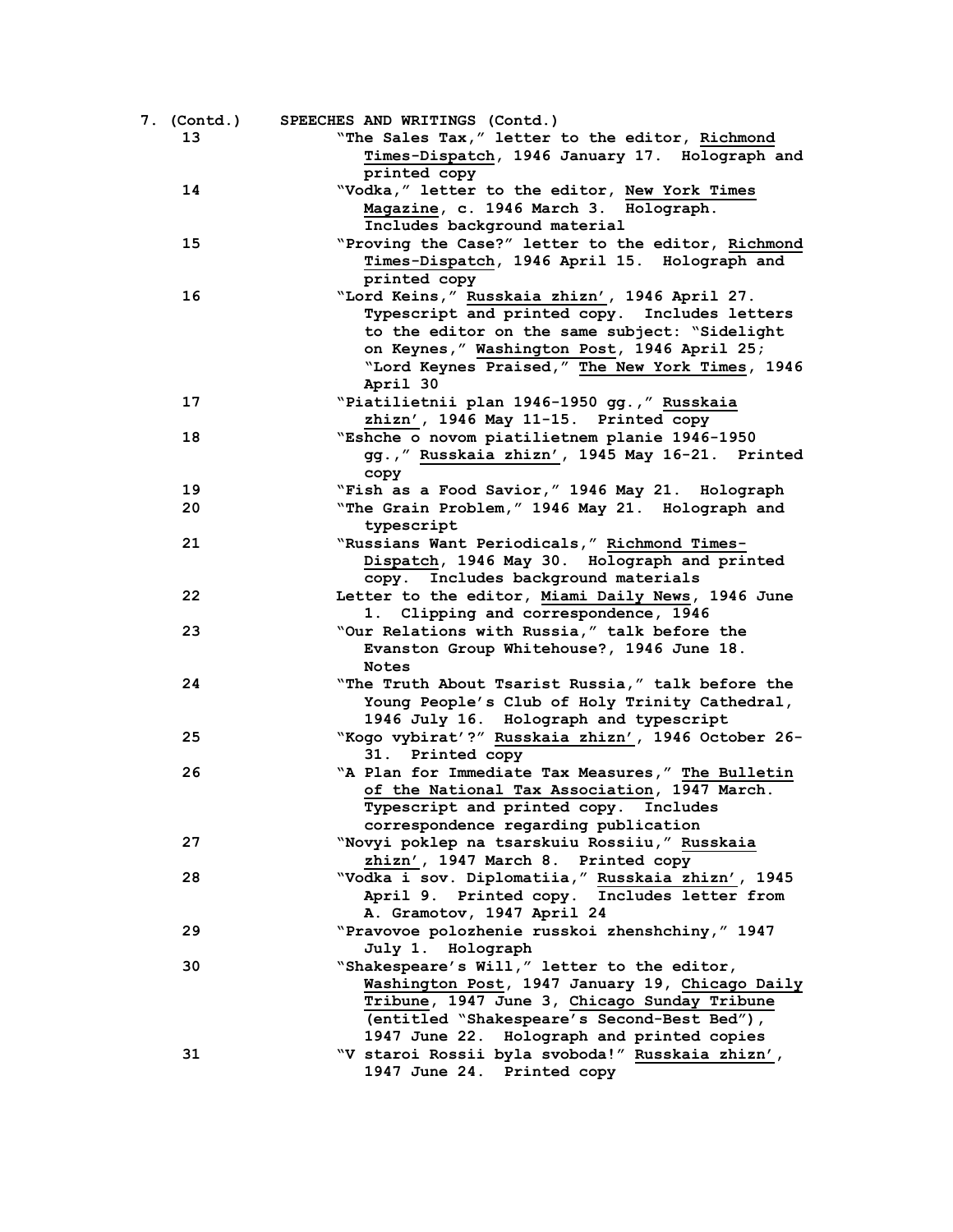7. (Contd.) SPEECHES AND WRITINGS (Contd.)

| | |
|---|---|
| 13 | "The Sales Tax," letter to the editor, Richmond Times-Dispatch, 1946 January 17. Holograph and printed copy |
| 14 | "Vodka," letter to the editor, New York Times Magazine, c. 1946 March 3. Holograph. Includes background material |
| 15 | "Proving the Case?" letter to the editor, Richmond Times-Dispatch, 1946 April 15. Holograph and printed copy |
| 16 | "Lord Keins," Russkaia zhizn', 1946 April 27. Typescript and printed copy. Includes letters to the editor on the same subject: "Sidelight on Keynes," Washington Post, 1946 April 25; "Lord Keynes Praised," The New York Times, 1946 April 30 |
| 17 | "Piatilietnii plan 1946-1950 gg.," Russkaia zhizn', 1946 May 11-15. Printed copy |
| 18 | "Eshche o novom piatilietnem planie 1946-1950 gg.," Russkaia zhizn', 1945 May 16-21. Printed copy |
| 19 | "Fish as a Food Savior," 1946 May 21. Holograph |
| 20 | "The Grain Problem," 1946 May 21. Holograph and typescript |
| 21 | "Russians Want Periodicals," Richmond Times-Dispatch, 1946 May 30. Holograph and printed copy. Includes background materials |
| 22 | Letter to the editor, Miami Daily News, 1946 June 1. Clipping and correspondence, 1946 |
| 23 | "Our Relations with Russia," talk before the Evanston Group Whitehouse?, 1946 June 18. Notes |
| 24 | "The Truth About Tsarist Russia," talk before the Young People's Club of Holy Trinity Cathedral, 1946 July 16. Holograph and typescript |
| 25 | "Kogo vybirat'?" Russkaia zhizn', 1946 October 26-31. Printed copy |
| 26 | "A Plan for Immediate Tax Measures," The Bulletin of the National Tax Association, 1947 March. Typescript and printed copy. Includes correspondence regarding publication |
| 27 | "Novyi poklep na tsarskuiu Rossiiu," Russkaia zhizn', 1947 March 8. Printed copy |
| 28 | "Vodka i sov. Diplomatiia," Russkaia zhizn', 1945 April 9. Printed copy. Includes letter from A. Gramotov, 1947 April 24 |
| 29 | "Pravovoe polozhenie russkoi zhenshchiny," 1947 July 1. Holograph |
| 30 | "Shakespeare's Will," letter to the editor, Washington Post, 1947 January 19, Chicago Daily Tribune, 1947 June 3, Chicago Sunday Tribune (entitled "Shakespeare's Second-Best Bed"), 1947 June 22. Holograph and printed copies |
| 31 | "V staroi Rossii byla svoboda!" Russkaia zhizn', 1947 June 24. Printed copy |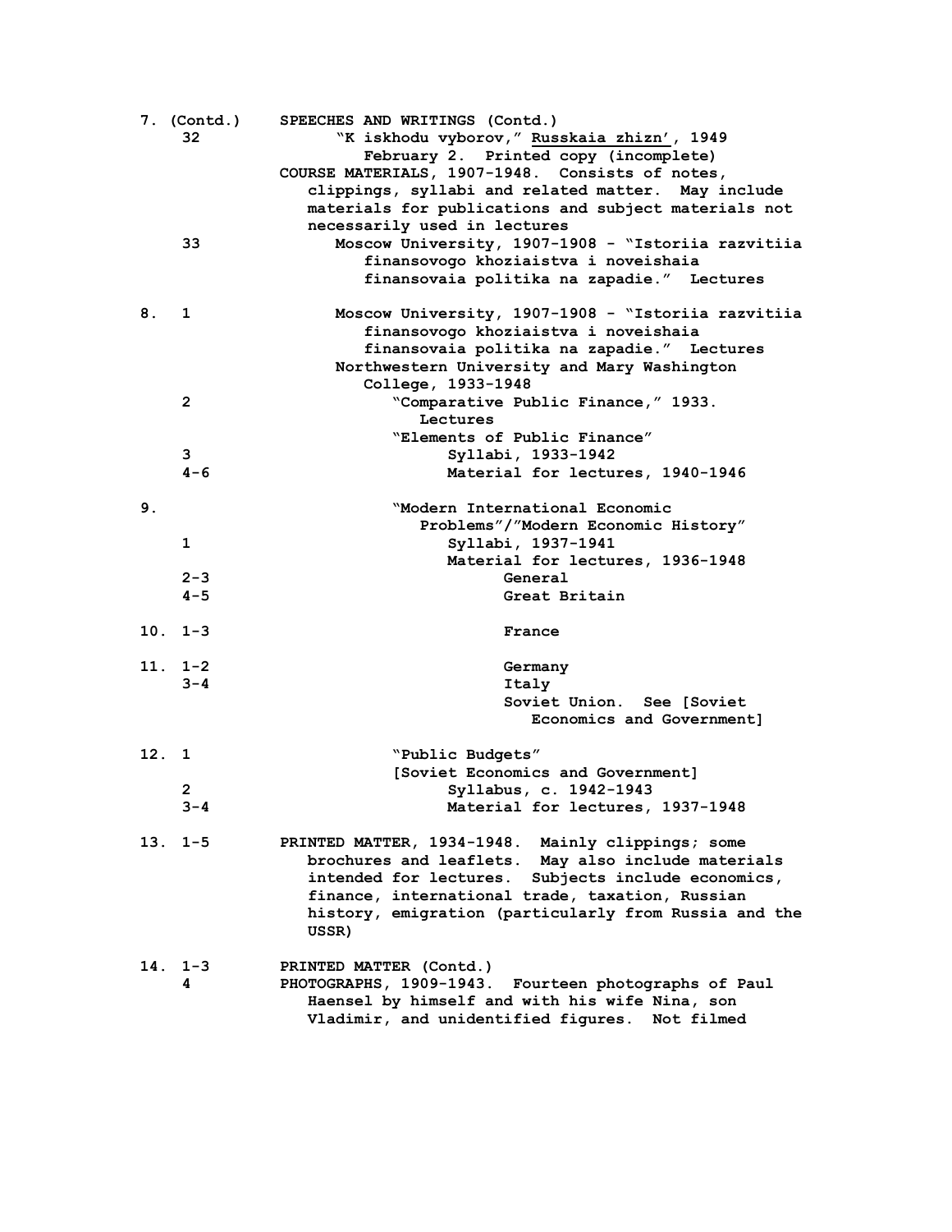| Box | Folder | Contents |
|---|---|---|
| 7. (Contd.) | | SPEECHES AND WRITINGS (Contd.) |
| | 32 | "K iskhodu vyborov," Russkaia zhizn', 1949 February 2. Printed copy (incomplete) |
| | | COURSE MATERIALS, 1907-1948. Consists of notes, clippings, syllabi and related matter. May include materials for publications and subject materials not necessarily used in lectures |
| | 33 | Moscow University, 1907-1908 - "Istoriia razvitiia finansovogo khoziaistva i noveishaia finansovaia politika na zapadie." Lectures |
| 8. | 1 | Moscow University, 1907-1908 - "Istoriia razvitiia finansovogo khoziaistva i noveishaia finansovaia politika na zapadie." Lectures |
| | | Northwestern University and Mary Washington College, 1933-1948 |
| | 2 | "Comparative Public Finance," 1933. Lectures |
| | | "Elements of Public Finance" |
| | 3 | Syllabi, 1933-1942 |
| | 4-6 | Material for lectures, 1940-1946 |
| 9. | | "Modern International Economic Problems"/"Modern Economic History" |
| | 1 | Syllabi, 1937-1941 |
| | | Material for lectures, 1936-1948 |
| | 2-3 | General |
| | 4-5 | Great Britain |
| 10. | 1-3 | France |
| 11. | 1-2 | Germany |
| | 3-4 | Italy |
| | | Soviet Union. See [Soviet Economics and Government] |
| 12. | 1 | "Public Budgets" |
| | | [Soviet Economics and Government] |
| | 2 | Syllabus, c. 1942-1943 |
| | 3-4 | Material for lectures, 1937-1948 |
| 13. | 1-5 | PRINTED MATTER, 1934-1948. Mainly clippings; some brochures and leaflets. May also include materials intended for lectures. Subjects include economics, finance, international trade, taxation, Russian history, emigration (particularly from Russia and the USSR) |
| 14. | 1-3 | PRINTED MATTER (Contd.) |
| | 4 | PHOTOGRAPHS, 1909-1943. Fourteen photographs of Paul Haensel by himself and with his wife Nina, son Vladimir, and unidentified figures. Not filmed |